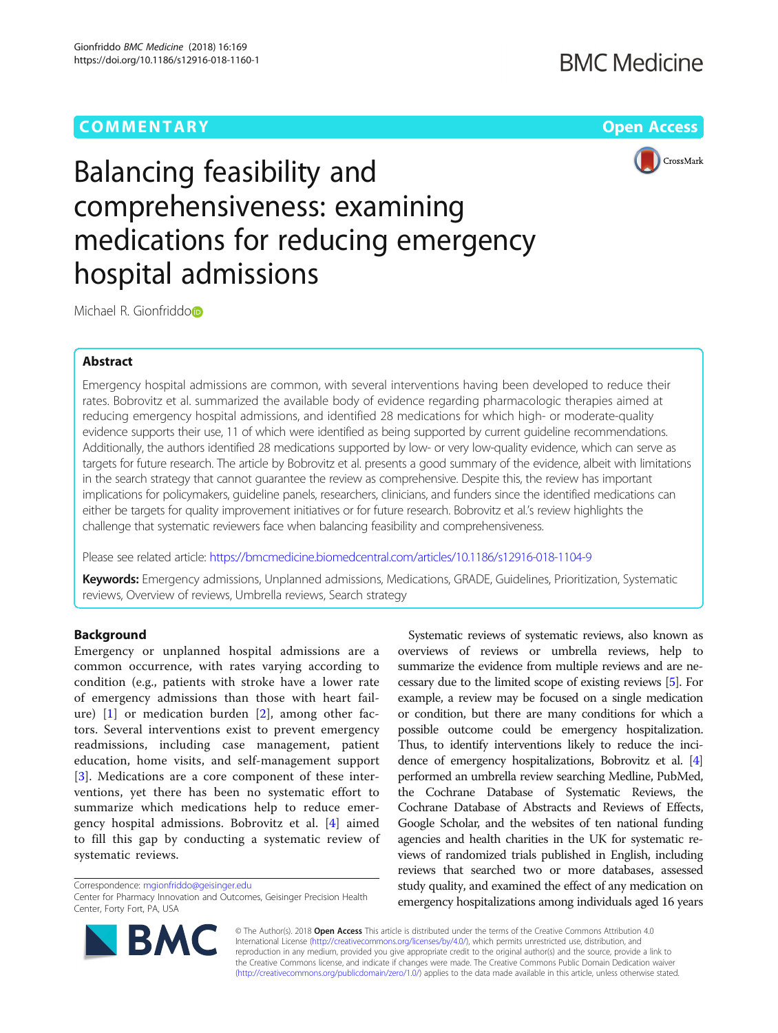COMMENTARY

Open Access

# Balancing feasibility and comprehensiveness: examining medications for reducing emergency hospital admissions

Michael R. Gionfriddo

## Abstract

Emergency hospital admissions are common, with several interventions having been developed to reduce their rates. Bobrovitz et al. summarized the available body of evidence regarding pharmacologic therapies aimed at reducing emergency hospital admissions, and identified 28 medications for which high- or moderate-quality evidence supports their use, 11 of which were identified as being supported by current guideline recommendations. Additionally, the authors identified 28 medications supported by low- or very low-quality evidence, which can serve as targets for future research. The article by Bobrovitz et al. presents a good summary of the evidence, albeit with limitations in the search strategy that cannot guarantee the review as comprehensive. Despite this, the review has important implications for policymakers, guideline panels, researchers, clinicians, and funders since the identified medications can either be targets for quality improvement initiatives or for future research. Bobrovitz et al.'s review highlights the challenge that systematic reviewers face when balancing feasibility and comprehensiveness.

Please see related article: https://bmcmedicine.biomedcentral.com/articles/10.1186/s12916-018-1104-9

**Keywords:** Emergency admissions, Unplanned admissions, Medications, GRADE, Guidelines, Prioritization, Systematic reviews, Overview of reviews, Umbrella reviews, Search strategy

## Background

Emergency or unplanned hospital admissions are a common occurrence, with rates varying according to condition (e.g., patients with stroke have a lower rate of emergency admissions than those with heart failure) [1] or medication burden [2], among other factors. Several interventions exist to prevent emergency readmissions, including case management, patient education, home visits, and self-management support [3]. Medications are a core component of these interventions, yet there has been no systematic effort to summarize which medications help to reduce emergency hospital admissions. Bobrovitz et al. [4] aimed to fill this gap by conducting a systematic review of systematic reviews.

Systematic reviews of systematic reviews, also known as overviews of reviews or umbrella reviews, help to summarize the evidence from multiple reviews and are necessary due to the limited scope of existing reviews [5]. For example, a review may be focused on a single medication or condition, but there are many conditions for which a possible outcome could be emergency hospitalization. Thus, to identify interventions likely to reduce the incidence of emergency hospitalizations, Bobrovitz et al. [4] performed an umbrella review searching Medline, PubMed, the Cochrane Database of Systematic Reviews, the Cochrane Database of Abstracts and Reviews of Effects, Google Scholar, and the websites of ten national funding agencies and health charities in the UK for systematic reviews of randomized trials published in English, including reviews that searched two or more databases, assessed study quality, and examined the effect of any medication on emergency hospitalizations among individuals aged 16 years

Correspondence: mgionfriddo@geisinger.edu
Center for Pharmacy Innovation and Outcomes, Geisinger Precision Health Center, Forty Fort, PA, USA

© The Author(s). 2018 **Open Access** This article is distributed under the terms of the Creative Commons Attribution 4.0 International License (http://creativecommons.org/licenses/by/4.0/), which permits unrestricted use, distribution, and reproduction in any medium, provided you give appropriate credit to the original author(s) and the source, provide a link to the Creative Commons license, and indicate if changes were made. The Creative Commons Public Domain Dedication waiver (http://creativecommons.org/publicdomain/zero/1.0/) applies to the data made available in this article, unless otherwise stated.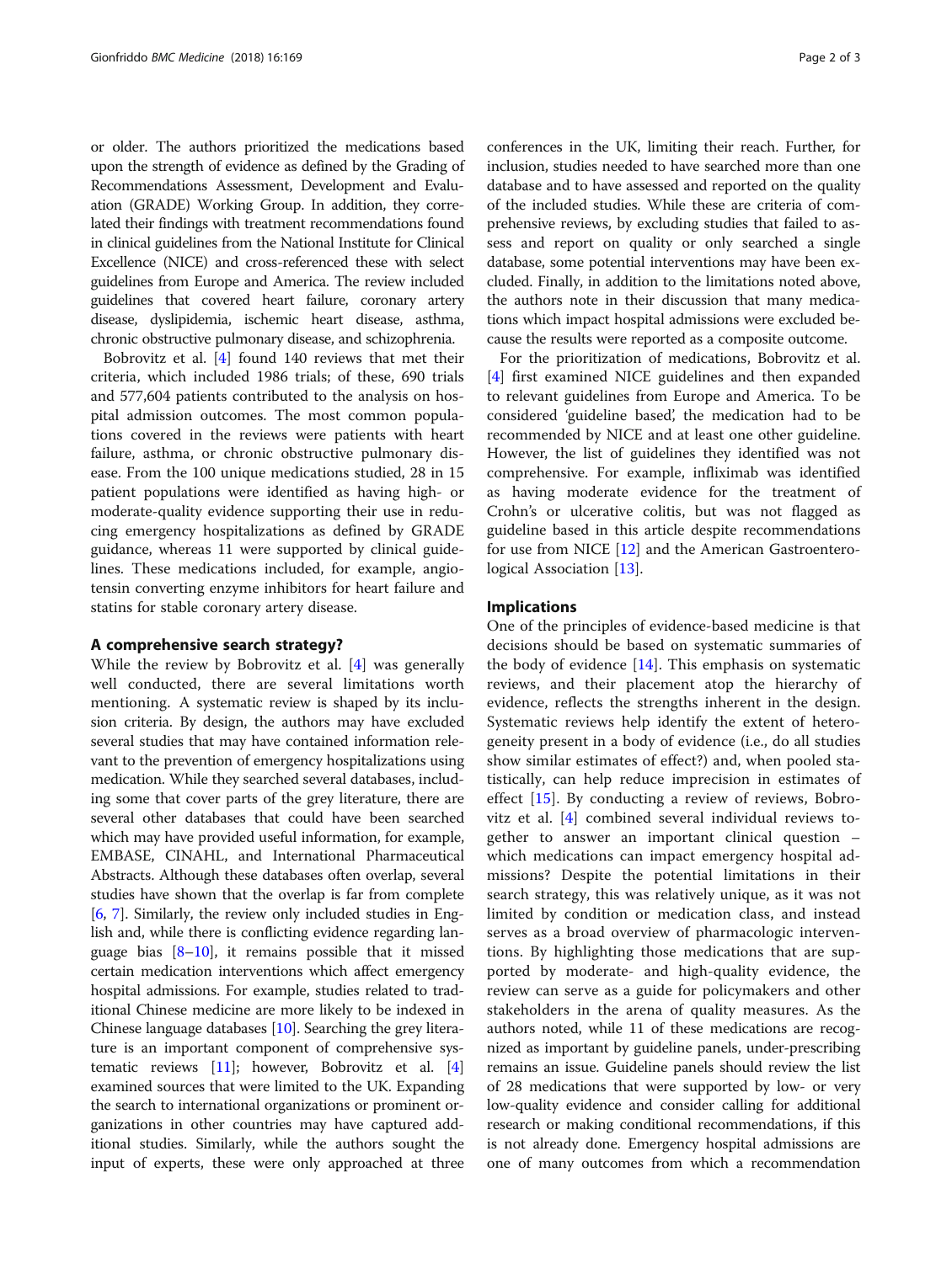or older. The authors prioritized the medications based upon the strength of evidence as defined by the Grading of Recommendations Assessment, Development and Evaluation (GRADE) Working Group. In addition, they correlated their findings with treatment recommendations found in clinical guidelines from the National Institute for Clinical Excellence (NICE) and cross-referenced these with select guidelines from Europe and America. The review included guidelines that covered heart failure, coronary artery disease, dyslipidemia, ischemic heart disease, asthma, chronic obstructive pulmonary disease, and schizophrenia.

Bobrovitz et al. [4] found 140 reviews that met their criteria, which included 1986 trials; of these, 690 trials and 577,604 patients contributed to the analysis on hospital admission outcomes. The most common populations covered in the reviews were patients with heart failure, asthma, or chronic obstructive pulmonary disease. From the 100 unique medications studied, 28 in 15 patient populations were identified as having high- or moderate-quality evidence supporting their use in reducing emergency hospitalizations as defined by GRADE guidance, whereas 11 were supported by clinical guidelines. These medications included, for example, angiotensin converting enzyme inhibitors for heart failure and statins for stable coronary artery disease.

## A comprehensive search strategy?

While the review by Bobrovitz et al. [4] was generally well conducted, there are several limitations worth mentioning. A systematic review is shaped by its inclusion criteria. By design, the authors may have excluded several studies that may have contained information relevant to the prevention of emergency hospitalizations using medication. While they searched several databases, including some that cover parts of the grey literature, there are several other databases that could have been searched which may have provided useful information, for example, EMBASE, CINAHL, and International Pharmaceutical Abstracts. Although these databases often overlap, several studies have shown that the overlap is far from complete [6, 7]. Similarly, the review only included studies in English and, while there is conflicting evidence regarding language bias [8–10], it remains possible that it missed certain medication interventions which affect emergency hospital admissions. For example, studies related to traditional Chinese medicine are more likely to be indexed in Chinese language databases [10]. Searching the grey literature is an important component of comprehensive systematic reviews [11]; however, Bobrovitz et al. [4] examined sources that were limited to the UK. Expanding the search to international organizations or prominent organizations in other countries may have captured additional studies. Similarly, while the authors sought the input of experts, these were only approached at three conferences in the UK, limiting their reach. Further, for inclusion, studies needed to have searched more than one database and to have assessed and reported on the quality of the included studies. While these are criteria of comprehensive reviews, by excluding studies that failed to assess and report on quality or only searched a single database, some potential interventions may have been excluded. Finally, in addition to the limitations noted above, the authors note in their discussion that many medications which impact hospital admissions were excluded because the results were reported as a composite outcome.

For the prioritization of medications, Bobrovitz et al. [4] first examined NICE guidelines and then expanded to relevant guidelines from Europe and America. To be considered 'guideline based', the medication had to be recommended by NICE and at least one other guideline. However, the list of guidelines they identified was not comprehensive. For example, infliximab was identified as having moderate evidence for the treatment of Crohn's or ulcerative colitis, but was not flagged as guideline based in this article despite recommendations for use from NICE [12] and the American Gastroenterological Association [13].

## Implications

One of the principles of evidence-based medicine is that decisions should be based on systematic summaries of the body of evidence [14]. This emphasis on systematic reviews, and their placement atop the hierarchy of evidence, reflects the strengths inherent in the design. Systematic reviews help identify the extent of heterogeneity present in a body of evidence (i.e., do all studies show similar estimates of effect?) and, when pooled statistically, can help reduce imprecision in estimates of effect [15]. By conducting a review of reviews, Bobrovitz et al. [4] combined several individual reviews together to answer an important clinical question – which medications can impact emergency hospital admissions? Despite the potential limitations in their search strategy, this was relatively unique, as it was not limited by condition or medication class, and instead serves as a broad overview of pharmacologic interventions. By highlighting those medications that are supported by moderate- and high-quality evidence, the review can serve as a guide for policymakers and other stakeholders in the arena of quality measures. As the authors noted, while 11 of these medications are recognized as important by guideline panels, under-prescribing remains an issue. Guideline panels should review the list of 28 medications that were supported by low- or very low-quality evidence and consider calling for additional research or making conditional recommendations, if this is not already done. Emergency hospital admissions are one of many outcomes from which a recommendation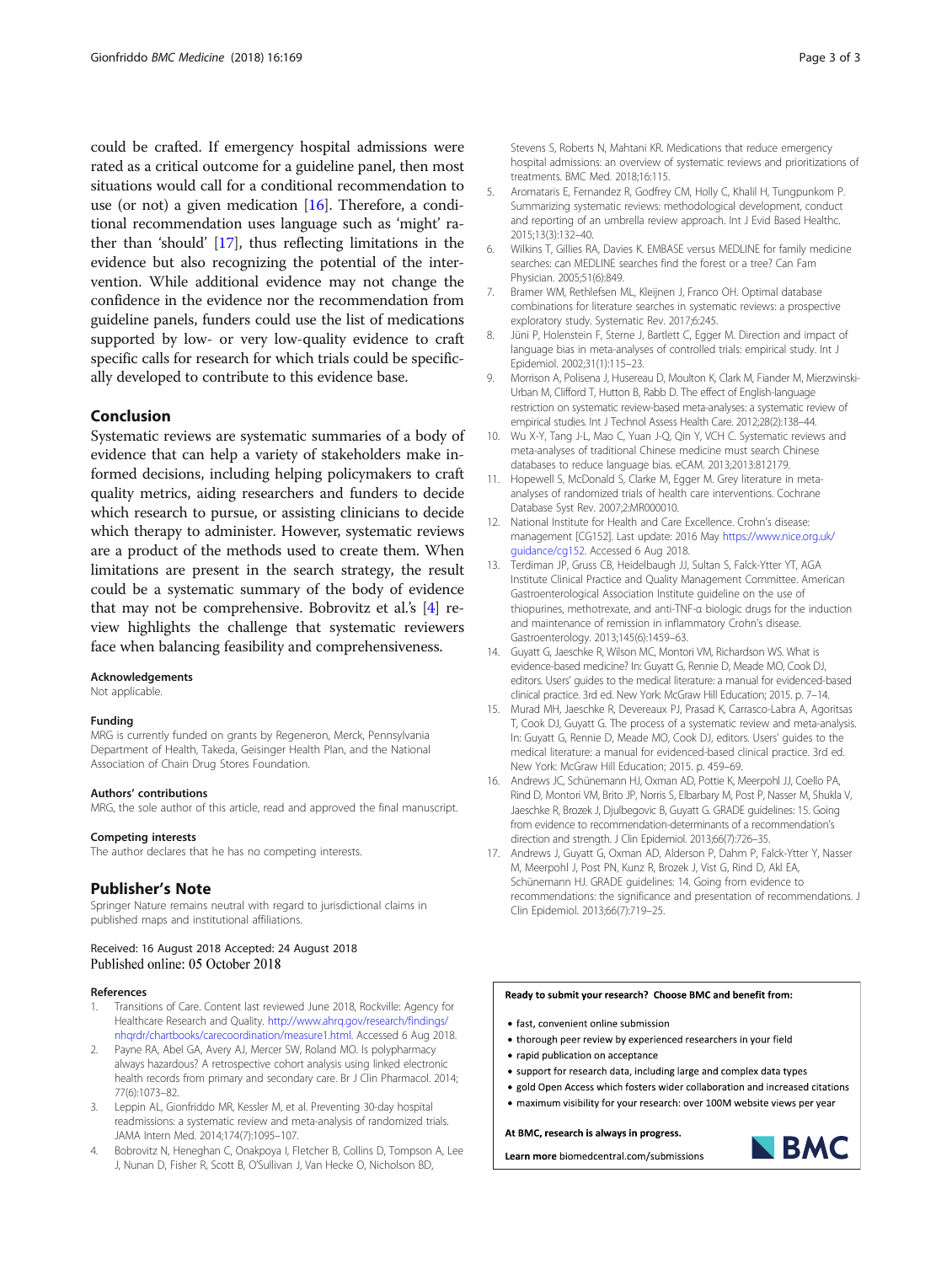could be crafted. If emergency hospital admissions were rated as a critical outcome for a guideline panel, then most situations would call for a conditional recommendation to use (or not) a given medication [16]. Therefore, a conditional recommendation uses language such as 'might' rather than 'should' [17], thus reflecting limitations in the evidence but also recognizing the potential of the intervention. While additional evidence may not change the confidence in the evidence nor the recommendation from guideline panels, funders could use the list of medications supported by low- or very low-quality evidence to craft specific calls for research for which trials could be specifically developed to contribute to this evidence base.

## Conclusion

Systematic reviews are systematic summaries of a body of evidence that can help a variety of stakeholders make informed decisions, including helping policymakers to craft quality metrics, aiding researchers and funders to decide which research to pursue, or assisting clinicians to decide which therapy to administer. However, systematic reviews are a product of the methods used to create them. When limitations are present in the search strategy, the result could be a systematic summary of the body of evidence that may not be comprehensive. Bobrovitz et al.'s [4] review highlights the challenge that systematic reviewers face when balancing feasibility and comprehensiveness.

### Acknowledgements

Not applicable.

### Funding

MRG is currently funded on grants by Regeneron, Merck, Pennsylvania Department of Health, Takeda, Geisinger Health Plan, and the National Association of Chain Drug Stores Foundation.

### Authors' contributions

MRG, the sole author of this article, read and approved the final manuscript.

### Competing interests

The author declares that he has no competing interests.

## Publisher's Note

Springer Nature remains neutral with regard to jurisdictional claims in published maps and institutional affiliations.

Received: 16 August 2018 Accepted: 24 August 2018
Published online: 05 October 2018

### References

1. Transitions of Care. Content last reviewed June 2018, Rockville: Agency for Healthcare Research and Quality. http://www.ahrq.gov/research/findings/nhqrdr/chartbooks/carecoordination/measure1.html. Accessed 6 Aug 2018.
2. Payne RA, Abel GA, Avery AJ, Mercer SW, Roland MO. Is polypharmacy always hazardous? A retrospective cohort analysis using linked electronic health records from primary and secondary care. Br J Clin Pharmacol. 2014;77(6):1073–82.
3. Leppin AL, Gionfriddo MR, Kessler M, et al. Preventing 30-day hospital readmissions: a systematic review and meta-analysis of randomized trials. JAMA Intern Med. 2014;174(7):1095–107.
4. Bobrovitz N, Heneghan C, Onakpoya I, Fletcher B, Collins D, Tompson A, Lee J, Nunan D, Fisher R, Scott B, O'Sullivan J, Van Hecke O, Nicholson BD, Stevens S, Roberts N, Mahtani KR. Medications that reduce emergency hospital admissions: an overview of systematic reviews and prioritizations of treatments. BMC Med. 2018;16:115.
5. Aromataris E, Fernandez R, Godfrey CM, Holly C, Khalil H, Tungpunkom P. Summarizing systematic reviews: methodological development, conduct and reporting of an umbrella review approach. Int J Evid Based Healthc. 2015;13(3):132–40.
6. Wilkins T, Gillies RA, Davies K. EMBASE versus MEDLINE for family medicine searches: can MEDLINE searches find the forest or a tree? Can Fam Physician. 2005;51(6):849.
7. Bramer WM, Rethlefsen ML, Kleijnen J, Franco OH. Optimal database combinations for literature searches in systematic reviews: a prospective exploratory study. Systematic Rev. 2017;6:245.
8. Jüni P, Holenstein F, Sterne J, Bartlett C, Egger M. Direction and impact of language bias in meta-analyses of controlled trials: empirical study. Int J Epidemiol. 2002;31(1):115–23.
9. Morrison A, Polisena J, Husereau D, Moulton K, Clark M, Fiander M, Mierzwinski-Urban M, Clifford T, Hutton B, Rabb D. The effect of English-language restriction on systematic review-based meta-analyses: a systematic review of empirical studies. Int J Technol Assess Health Care. 2012;28(2):138–44.
10. Wu X-Y, Tang J-L, Mao C, Yuan J-Q, Qin Y, VCH C. Systematic reviews and meta-analyses of traditional Chinese medicine must search Chinese databases to reduce language bias. eCAM. 2013;2013:812179.
11. Hopewell S, McDonald S, Clarke M, Egger M. Grey literature in meta-analyses of randomized trials of health care interventions. Cochrane Database Syst Rev. 2007;2:MR000010.
12. National Institute for Health and Care Excellence. Crohn's disease: management [CG152]. Last update: 2016 May https://www.nice.org.uk/guidance/cg152. Accessed 6 Aug 2018.
13. Terdiman JP, Gruss CB, Heidelbaugh JJ, Sultan S, Falck-Ytter YT, AGA Institute Clinical Practice and Quality Management Committee. American Gastroenterological Association Institute guideline on the use of thiopurines, methotrexate, and anti-TNF-α biologic drugs for the induction and maintenance of remission in inflammatory Crohn's disease. Gastroenterology. 2013;145(6):1459–63.
14. Guyatt G, Jaeschke R, Wilson MC, Montori VM, Richardson WS. What is evidence-based medicine? In: Guyatt G, Rennie D, Meade MO, Cook DJ, editors. Users' guides to the medical literature: a manual for evidenced-based clinical practice. 3rd ed. New York: McGraw Hill Education; 2015. p. 7–14.
15. Murad MH, Jaeschke R, Devereaux PJ, Prasad K, Carrasco-Labra A, Agoritsas T, Cook DJ, Guyatt G. The process of a systematic review and meta-analysis. In: Guyatt G, Rennie D, Meade MO, Cook DJ, editors. Users' guides to the medical literature: a manual for evidenced-based clinical practice. 3rd ed. New York: McGraw Hill Education; 2015. p. 459–69.
16. Andrews JC, Schünemann HJ, Oxman AD, Pottie K, Meerpohl JJ, Coello PA, Rind D, Montori VM, Brito JP, Norris S, Elbarbary M, Post P, Nasser M, Shukla V, Jaeschke R, Brozek J, Djulbegovic B, Guyatt G. GRADE guidelines: 15. Going from evidence to recommendation-determinants of a recommendation's direction and strength. J Clin Epidemiol. 2013;66(7):726–35.
17. Andrews J, Guyatt G, Oxman AD, Alderson P, Dahm P, Falck-Ytter Y, Nasser M, Meerpohl J, Post PN, Kunz R, Brozek J, Vist G, Rind D, Akl EA, Schünemann HJ. GRADE guidelines: 14. Going from evidence to recommendations: the significance and presentation of recommendations. J Clin Epidemiol. 2013;66(7):719–25.

**Ready to submit your research? Choose BMC and benefit from:**

- fast, convenient online submission
- thorough peer review by experienced researchers in your field
- rapid publication on acceptance
- support for research data, including large and complex data types
- gold Open Access which fosters wider collaboration and increased citations
- maximum visibility for your research: over 100M website views per year

**At BMC, research is always in progress.**

**Learn more** biomedcentral.com/submissions

BMC